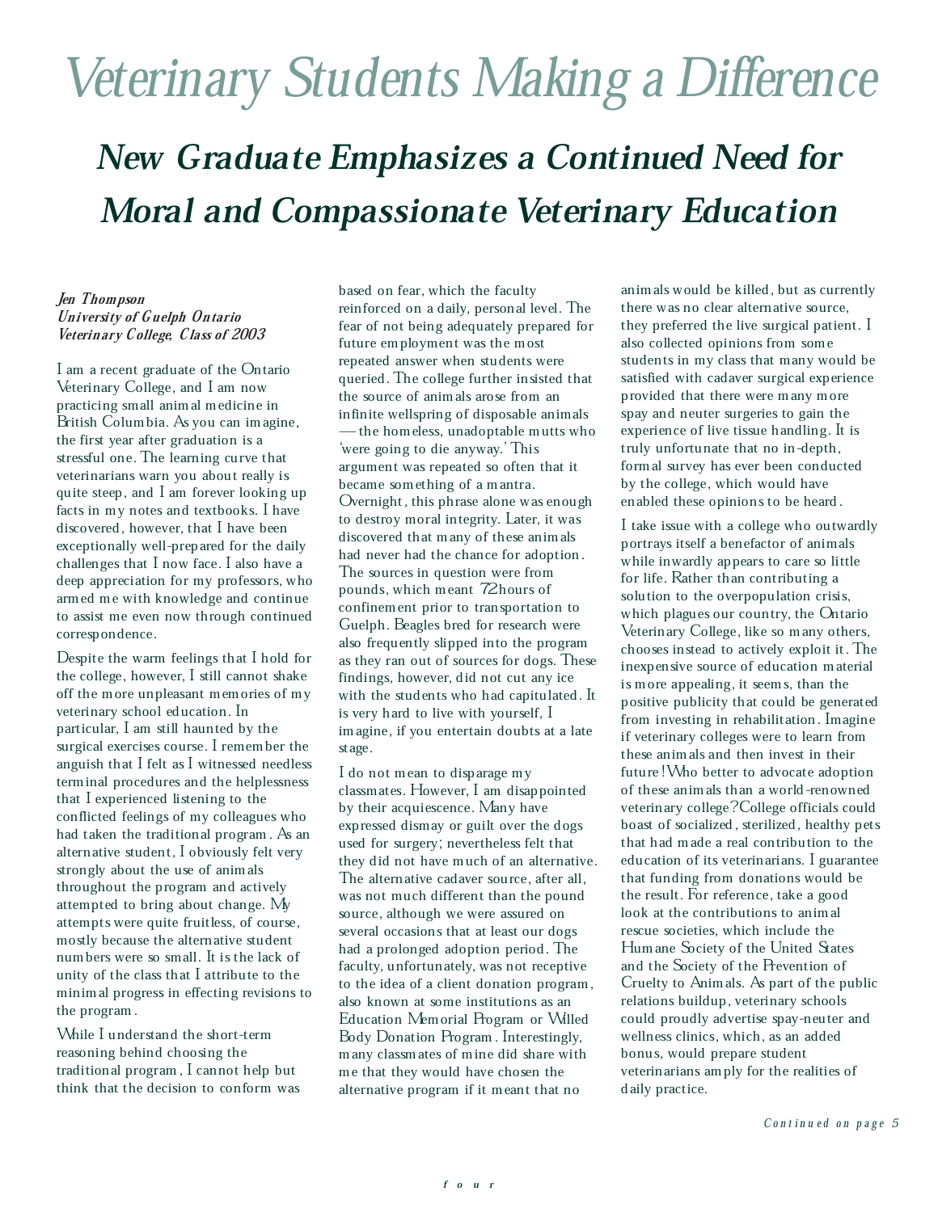# Veterinary Students Making a Difference

## New Graduate Emphasizes a Continued Need for Moral and Compassionate Veterinary Education

*Jen Thompson*
*University of Guelph Ontario Veterinary College, Class of 2003*

I am a recent graduate of the Ontario Veterinary College, and I am now practicing small animal medicine in British Columbia. As you can imagine, the first year after graduation is a stressful one. The learning curve that veterinarians warn you about really is quite steep, and I am forever looking up facts in my notes and textbooks. I have discovered, however, that I have been exceptionally well-prepared for the daily challenges that I now face. I also have a deep appreciation for my professors, who armed me with knowledge and continue to assist me even now through continued correspondence.

Despite the warm feelings that I hold for the college, however, I still cannot shake off the more unpleasant memories of my veterinary school education. In particular, I am still haunted by the surgical exercises course. I remember the anguish that I felt as I witnessed needless terminal procedures and the helplessness that I experienced listening to the conflicted feelings of my colleagues who had taken the traditional program. As an alternative student, I obviously felt very strongly about the use of animals throughout the program and actively attempted to bring about change. My attempts were quite fruitless, of course, mostly because the alternative student numbers were so small. It is the lack of unity of the class that I attribute to the minimal progress in effecting revisions to the program.

While I understand the short-term reasoning behind choosing the traditional program, I cannot help but think that the decision to conform was based on fear, which the faculty reinforced on a daily, personal level. The fear of not being adequately prepared for future employment was the most repeated answer when students were queried. The college further insisted that the source of animals arose from an infinite wellspring of disposable animals — the homeless, unadoptable mutts who 'were going to die anyway.' This argument was repeated so often that it became something of a mantra. Overnight, this phrase alone was enough to destroy moral integrity. Later, it was discovered that many of these animals had never had the chance for adoption. The sources in question were from pounds, which meant 72 hours of confinement prior to transportation to Guelph. Beagles bred for research were also frequently slipped into the program as they ran out of sources for dogs. These findings, however, did not cut any ice with the students who had capitulated. It is very hard to live with yourself, I imagine, if you entertain doubts at a late stage.

I do not mean to disparage my classmates. However, I am disappointed by their acquiescence. Many have expressed dismay or guilt over the dogs used for surgery; nevertheless felt that they did not have much of an alternative. The alternative cadaver source, after all, was not much different than the pound source, although we were assured on several occasions that at least our dogs had a prolonged adoption period. The faculty, unfortunately, was not receptive to the idea of a client donation program, also known at some institutions as an Education Memorial Program or Willed Body Donation Program. Interestingly, many classmates of mine did share with me that they would have chosen the alternative program if it meant that no animals would be killed, but as currently there was no clear alternative source, they preferred the live surgical patient. I also collected opinions from some students in my class that many would be satisfied with cadaver surgical experience provided that there were many more spay and neuter surgeries to gain the experience of live tissue handling. It is truly unfortunate that no in-depth, formal survey has ever been conducted by the college, which would have enabled these opinions to be heard.

I take issue with a college who outwardly portrays itself a benefactor of animals while inwardly appears to care so little for life. Rather than contributing a solution to the overpopulation crisis, which plagues our country, the Ontario Veterinary College, like so many others, chooses instead to actively exploit it. The inexpensive source of education material is more appealing, it seems, than the positive publicity that could be generated from investing in rehabilitation. Imagine if veterinary colleges were to learn from these animals and then invest in their future! Who better to advocate adoption of these animals than a world-renowned veterinary college? College officials could boast of socialized, sterilized, healthy pets that had made a real contribution to the education of its veterinarians. I guarantee that funding from donations would be the result. For reference, take a good look at the contributions to animal rescue societies, which include the Humane Society of the United States and the Society of the Prevention of Cruelty to Animals. As part of the public relations buildup, veterinary schools could proudly advertise spay-neuter and wellness clinics, which, as an added bonus, would prepare student veterinarians amply for the realities of daily practice.

*Continued on page 5*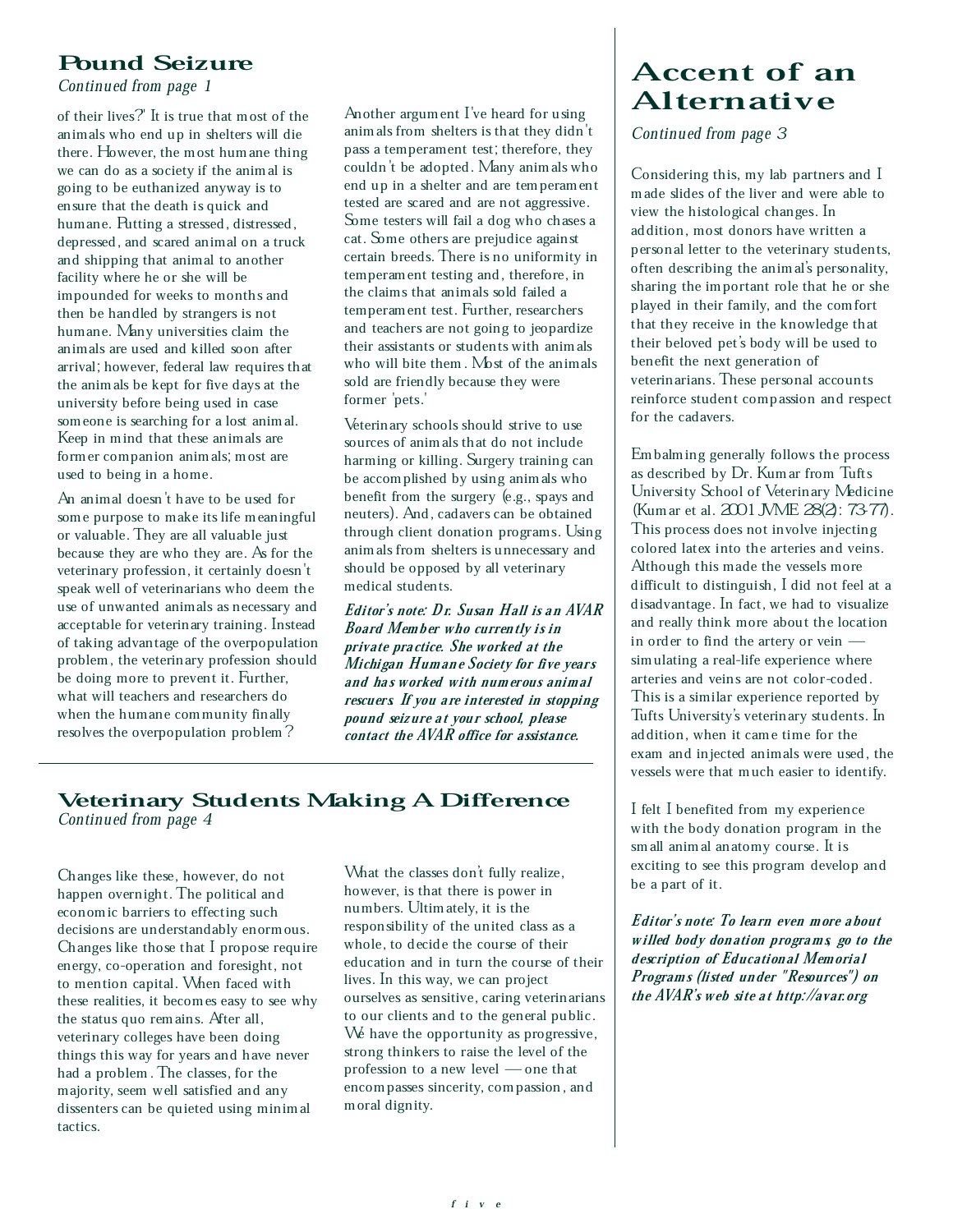## Pound Seizure

*Continued from page 1*

of their lives?' It is true that most of the animals who end up in shelters will die there. However, the most humane thing we can do as a society if the animal is going to be euthanized anyway is to ensure that the death is quick and humane. Putting a stressed, distressed, depressed, and scared animal on a truck and shipping that animal to another facility where he or she will be impounded for weeks to months and then be handled by strangers is not humane. Many universities claim the animals are used and killed soon after arrival; however, federal law requires that the animals be kept for five days at the university before being used in case someone is searching for a lost animal. Keep in mind that these animals are former companion animals; most are used to being in a home.

An animal doesn't have to be used for some purpose to make its life meaningful or valuable. They are all valuable just because they are who they are. As for the veterinary profession, it certainly doesn't speak well of veterinarians who deem the use of unwanted animals as necessary and acceptable for veterinary training. Instead of taking advantage of the overpopulation problem, the veterinary profession should be doing more to prevent it. Further, what will teachers and researchers do when the humane community finally resolves the overpopulation problem?

Another argument I've heard for using animals from shelters is that they didn't pass a temperament test; therefore, they couldn't be adopted. Many animals who end up in a shelter and are temperament tested are scared and are not aggressive. Some testers will fail a dog who chases a cat. Some others are prejudice against certain breeds. There is no uniformity in temperament testing and, therefore, in the claims that animals sold failed a temperament test. Further, researchers and teachers are not going to jeopardize their assistants or students with animals who will bite them. Most of the animals sold are friendly because they were former 'pets.'

Veterinary schools should strive to use sources of animals that do not include harming or killing. Surgery training can be accomplished by using animals who benefit from the surgery (e.g., spays and neuters). And, cadavers can be obtained through client donation programs. Using animals from shelters is unnecessary and should be opposed by all veterinary medical students.

***Editor's note: Dr. Susan Hall is an AVAR Board Member who currently is in private practice. She worked at the Michigan Humane Society for five years and has worked with numerous animal rescuers. If you are interested in stopping pound seizure at your school, please contact the AVAR office for assistance.***

## Veterinary Students Making A Difference

*Continued from page 4*

Changes like these, however, do not happen overnight. The political and economic barriers to effecting such decisions are understandably enormous. Changes like those that I propose require energy, co-operation and foresight, not to mention capital. When faced with these realities, it becomes easy to see why the status quo remains. After all, veterinary colleges have been doing things this way for years and have never had a problem. The classes, for the majority, seem well satisfied and any dissenters can be quieted using minimal tactics.

What the classes don't fully realize, however, is that there is power in numbers. Ultimately, it is the responsibility of the united class as a whole, to decide the course of their education and in turn the course of their lives. In this way, we can project ourselves as sensitive, caring veterinarians to our clients and to the general public. We have the opportunity as progressive, strong thinkers to raise the level of the profession to a new level — one that encompasses sincerity, compassion, and moral dignity.

## Accent of an Alternative

*Continued from page 3*

Considering this, my lab partners and I made slides of the liver and were able to view the histological changes. In addition, most donors have written a personal letter to the veterinary students, often describing the animal's personality, sharing the important role that he or she played in their family, and the comfort that they receive in the knowledge that their beloved pet's body will be used to benefit the next generation of veterinarians. These personal accounts reinforce student compassion and respect for the cadavers.

Embalming generally follows the process as described by Dr. Kumar from Tufts University School of Veterinary Medicine (Kumar et al. 2001 JVME 28(2): 73-77). This process does not involve injecting colored latex into the arteries and veins. Although this made the vessels more difficult to distinguish, I did not feel at a disadvantage. In fact, we had to visualize and really think more about the location in order to find the artery or vein — simulating a real-life experience where arteries and veins are not color-coded. This is a similar experience reported by Tufts University's veterinary students. In addition, when it came time for the exam and injected animals were used, the vessels were that much easier to identify.

I felt I benefited from my experience with the body donation program in the small animal anatomy course. It is exciting to see this program develop and be a part of it.

***Editor's note: To learn even more about willed body donation programs, go to the description of Educational Memorial Programs (listed under "Resources") on the AVAR's web site at http://avar.org***